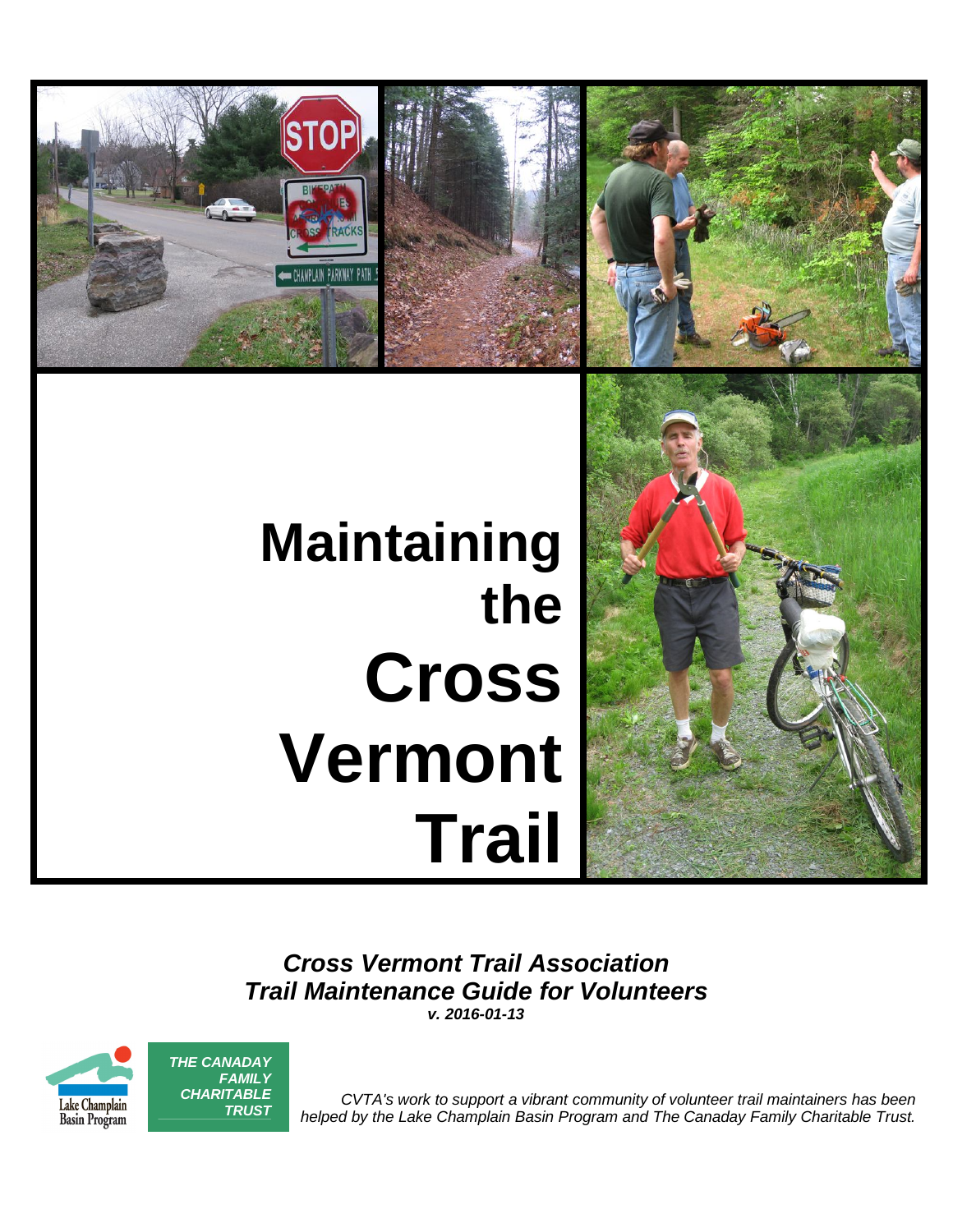# Maintaining the Cross Vermont Trail

***Cross Vermont Trail Association***
***Trail Maintenance Guide for Volunteers***
***v. 2016-01-13***

Lake Champlain Basin Program

***THE CANADAY FAMILY CHARITABLE TRUST***

*CVTA's work to support a vibrant community of volunteer trail maintainers has been helped by the Lake Champlain Basin Program and The Canaday Family Charitable Trust.*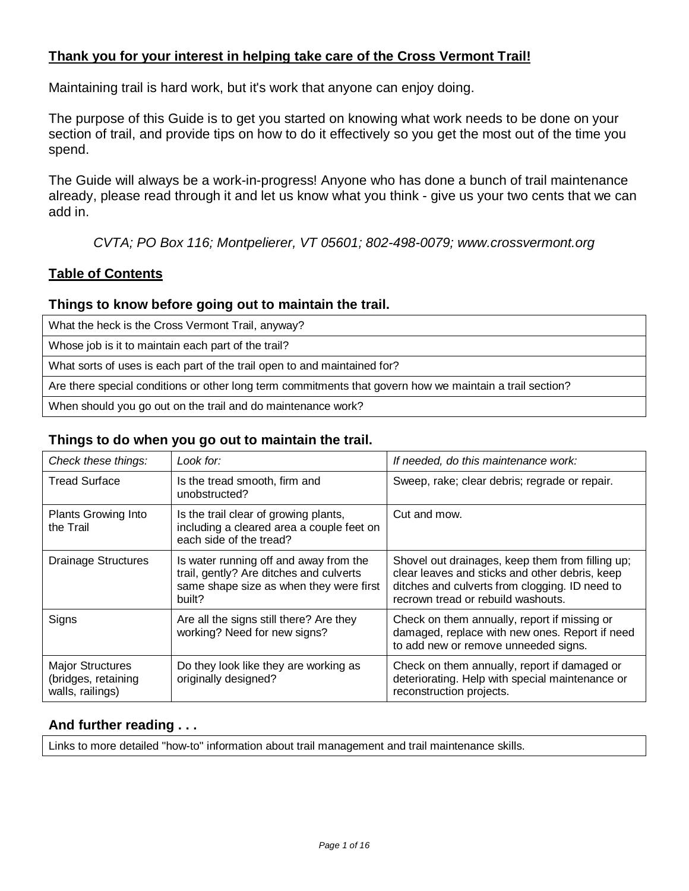**Thank you for your interest in helping take care of the Cross Vermont Trail!**

Maintaining trail is hard work, but it's work that anyone can enjoy doing.

The purpose of this Guide is to get you started on knowing what work needs to be done on your section of trail, and provide tips on how to do it effectively so you get the most out of the time you spend.

The Guide will always be a work-in-progress! Anyone who has done a bunch of trail maintenance already, please read through it and let us know what you think - give us your two cents that we can add in.

*CVTA; PO Box 116; Montpelierer, VT 05601; 802-498-0079; www.crossvermont.org*

**Table of Contents**

### Things to know before going out to maintain the trail.

| |
|---|
| What the heck is the Cross Vermont Trail, anyway? |
| Whose job is it to maintain each part of the trail? |
| What sorts of uses is each part of the trail open to and maintained for? |
| Are there special conditions or other long term commitments that govern how we maintain a trail section? |
| When should you go out on the trail and do maintenance work? |

### Things to do when you go out to maintain the trail.

| *Check these things:* | *Look for:* | *If needed, do this maintenance work:* |
|---|---|---|
| Tread Surface | Is the tread smooth, firm and unobstructed? | Sweep, rake; clear debris; regrade or repair. |
| Plants Growing Into the Trail | Is the trail clear of growing plants, including a cleared area a couple feet on each side of the tread? | Cut and mow. |
| Drainage Structures | Is water running off and away from the trail, gently? Are ditches and culverts same shape size as when they were first built? | Shovel out drainages, keep them from filling up; clear leaves and sticks and other debris, keep ditches and culverts from clogging. ID need to recrown tread or rebuild washouts. |
| Signs | Are all the signs still there? Are they working? Need for new signs? | Check on them annually, report if missing or damaged, replace with new ones. Report if need to add new or remove unneeded signs. |
| Major Structures (bridges, retaining walls, railings) | Do they look like they are working as originally designed? | Check on them annually, report if damaged or deteriorating. Help with special maintenance or reconstruction projects. |

### And further reading . . .

| |
|---|
| Links to more detailed "how-to" information about trail management and trail maintenance skills. |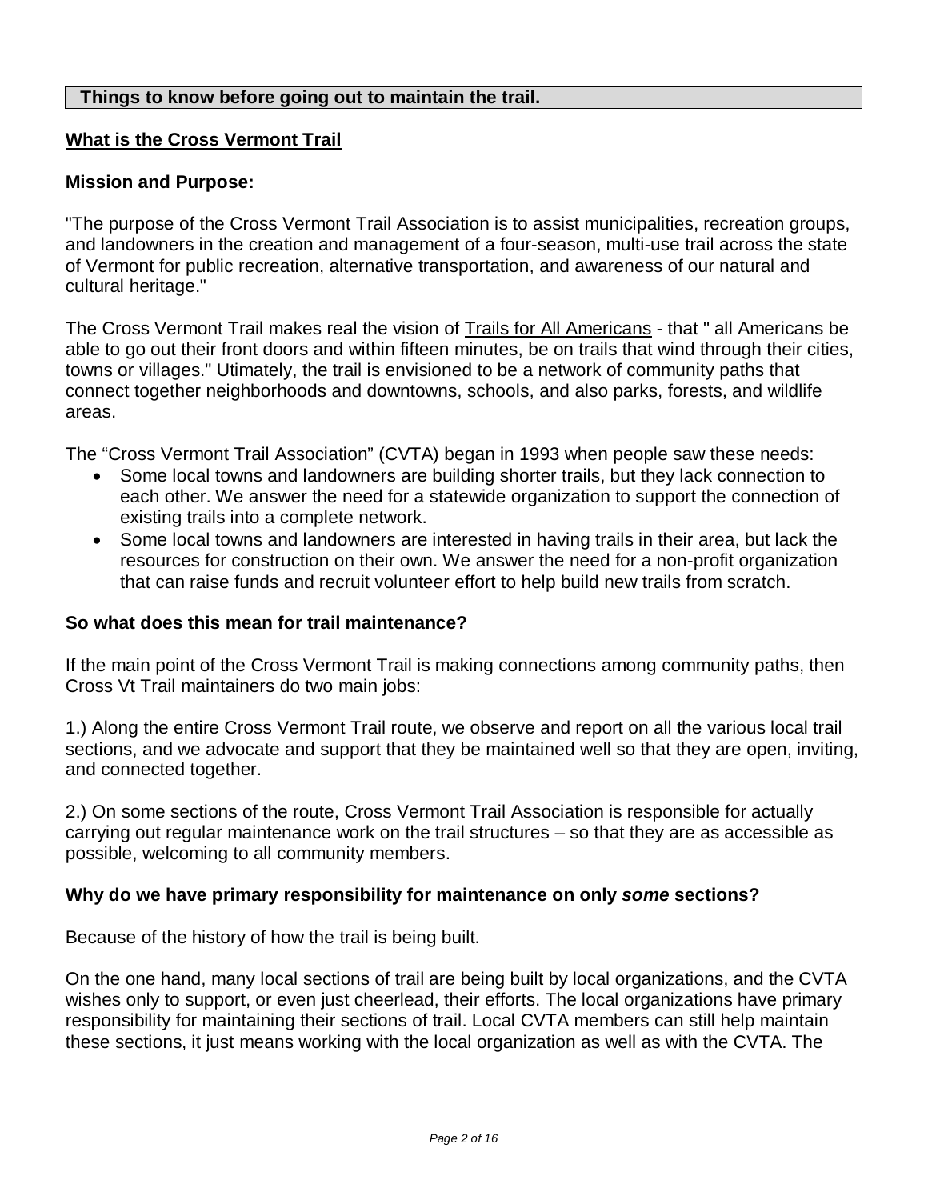**Things to know before going out to maintain the trail.**

## What is the Cross Vermont Trail

### Mission and Purpose:

"The purpose of the Cross Vermont Trail Association is to assist municipalities, recreation groups, and landowners in the creation and management of a four-season, multi-use trail across the state of Vermont for public recreation, alternative transportation, and awareness of our natural and cultural heritage."

The Cross Vermont Trail makes real the vision of Trails for All Americans - that " all Americans be able to go out their front doors and within fifteen minutes, be on trails that wind through their cities, towns or villages." Utimately, the trail is envisioned to be a network of community paths that connect together neighborhoods and downtowns, schools, and also parks, forests, and wildlife areas.

The "Cross Vermont Trail Association" (CVTA) began in 1993 when people saw these needs:

- Some local towns and landowners are building shorter trails, but they lack connection to each other. We answer the need for a statewide organization to support the connection of existing trails into a complete network.
- Some local towns and landowners are interested in having trails in their area, but lack the resources for construction on their own. We answer the need for a non-profit organization that can raise funds and recruit volunteer effort to help build new trails from scratch.

### So what does this mean for trail maintenance?

If the main point of the Cross Vermont Trail is making connections among community paths, then Cross Vt Trail maintainers do two main jobs:

1.) Along the entire Cross Vermont Trail route, we observe and report on all the various local trail sections, and we advocate and support that they be maintained well so that they are open, inviting, and connected together.

2.) On some sections of the route, Cross Vermont Trail Association is responsible for actually carrying out regular maintenance work on the trail structures – so that they are as accessible as possible, welcoming to all community members.

### Why do we have primary responsibility for maintenance on only *some* sections?

Because of the history of how the trail is being built.

On the one hand, many local sections of trail are being built by local organizations, and the CVTA wishes only to support, or even just cheerlead, their efforts. The local organizations have primary responsibility for maintaining their sections of trail. Local CVTA members can still help maintain these sections, it just means working with the local organization as well as with the CVTA. The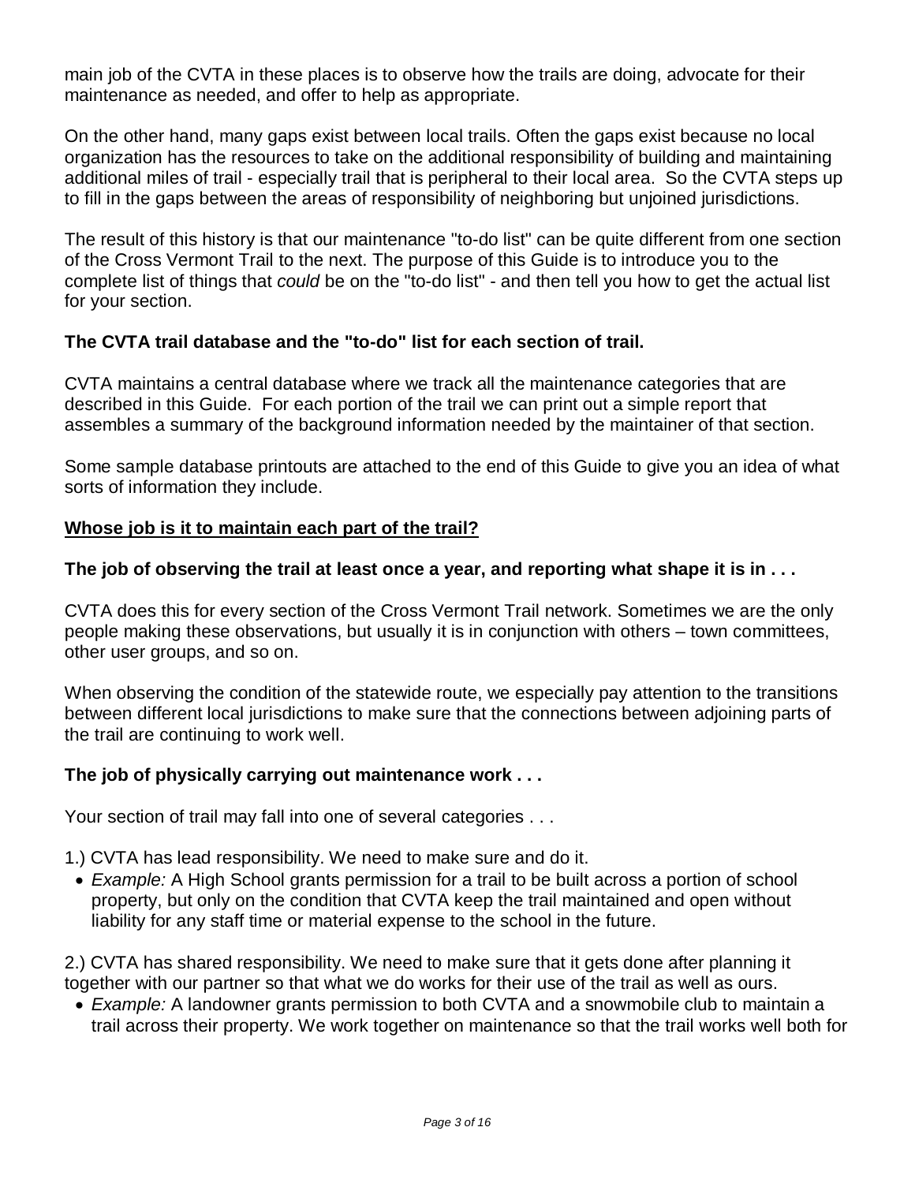main job of the CVTA in these places is to observe how the trails are doing, advocate for their maintenance as needed, and offer to help as appropriate.

On the other hand, many gaps exist between local trails. Often the gaps exist because no local organization has the resources to take on the additional responsibility of building and maintaining additional miles of trail - especially trail that is peripheral to their local area. So the CVTA steps up to fill in the gaps between the areas of responsibility of neighboring but unjoined jurisdictions.

The result of this history is that our maintenance "to-do list" can be quite different from one section of the Cross Vermont Trail to the next. The purpose of this Guide is to introduce you to the complete list of things that *could* be on the "to-do list" - and then tell you how to get the actual list for your section.

**The CVTA trail database and the "to-do" list for each section of trail.**

CVTA maintains a central database where we track all the maintenance categories that are described in this Guide. For each portion of the trail we can print out a simple report that assembles a summary of the background information needed by the maintainer of that section.

Some sample database printouts are attached to the end of this Guide to give you an idea of what sorts of information they include.

**<u>Whose job is it to maintain each part of the trail?</u>**

**The job of observing the trail at least once a year, and reporting what shape it is in . . .**

CVTA does this for every section of the Cross Vermont Trail network. Sometimes we are the only people making these observations, but usually it is in conjunction with others – town committees, other user groups, and so on.

When observing the condition of the statewide route, we especially pay attention to the transitions between different local jurisdictions to make sure that the connections between adjoining parts of the trail are continuing to work well.

**The job of physically carrying out maintenance work . . .**

Your section of trail may fall into one of several categories . . .

1.) CVTA has lead responsibility. We need to make sure and do it.

- *Example:* A High School grants permission for a trail to be built across a portion of school property, but only on the condition that CVTA keep the trail maintained and open without liability for any staff time or material expense to the school in the future.

2.) CVTA has shared responsibility. We need to make sure that it gets done after planning it together with our partner so that what we do works for their use of the trail as well as ours.

- *Example:* A landowner grants permission to both CVTA and a snowmobile club to maintain a trail across their property. We work together on maintenance so that the trail works well both for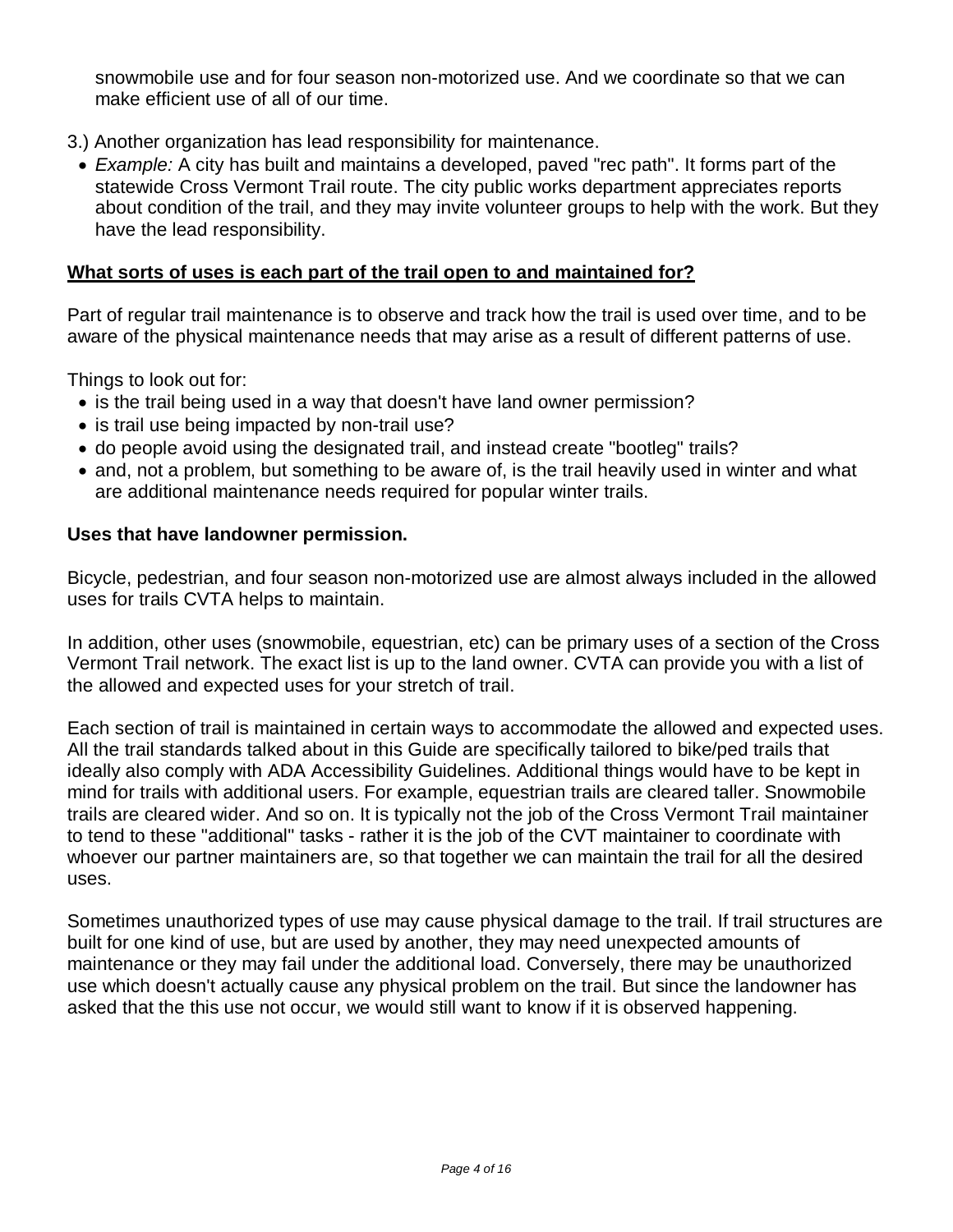snowmobile use and for four season non-motorized use. And we coordinate so that we can make efficient use of all of our time.

3.) Another organization has lead responsibility for maintenance.

- *Example:* A city has built and maintains a developed, paved "rec path". It forms part of the statewide Cross Vermont Trail route. The city public works department appreciates reports about condition of the trail, and they may invite volunteer groups to help with the work. But they have the lead responsibility.

## **<u>What sorts of uses is each part of the trail open to and maintained for?</u>**

Part of regular trail maintenance is to observe and track how the trail is used over time, and to be aware of the physical maintenance needs that may arise as a result of different patterns of use.

Things to look out for:

- is the trail being used in a way that doesn't have land owner permission?
- is trail use being impacted by non-trail use?
- do people avoid using the designated trail, and instead create "bootleg" trails?
- and, not a problem, but something to be aware of, is the trail heavily used in winter and what are additional maintenance needs required for popular winter trails.

### **Uses that have landowner permission.**

Bicycle, pedestrian, and four season non-motorized use are almost always included in the allowed uses for trails CVTA helps to maintain.

In addition, other uses (snowmobile, equestrian, etc) can be primary uses of a section of the Cross Vermont Trail network. The exact list is up to the land owner. CVTA can provide you with a list of the allowed and expected uses for your stretch of trail.

Each section of trail is maintained in certain ways to accommodate the allowed and expected uses. All the trail standards talked about in this Guide are specifically tailored to bike/ped trails that ideally also comply with ADA Accessibility Guidelines. Additional things would have to be kept in mind for trails with additional users. For example, equestrian trails are cleared taller. Snowmobile trails are cleared wider. And so on. It is typically not the job of the Cross Vermont Trail maintainer to tend to these "additional" tasks - rather it is the job of the CVT maintainer to coordinate with whoever our partner maintainers are, so that together we can maintain the trail for all the desired uses.

Sometimes unauthorized types of use may cause physical damage to the trail. If trail structures are built for one kind of use, but are used by another, they may need unexpected amounts of maintenance or they may fail under the additional load. Conversely, there may be unauthorized use which doesn't actually cause any physical problem on the trail. But since the landowner has asked that the this use not occur, we would still want to know if it is observed happening.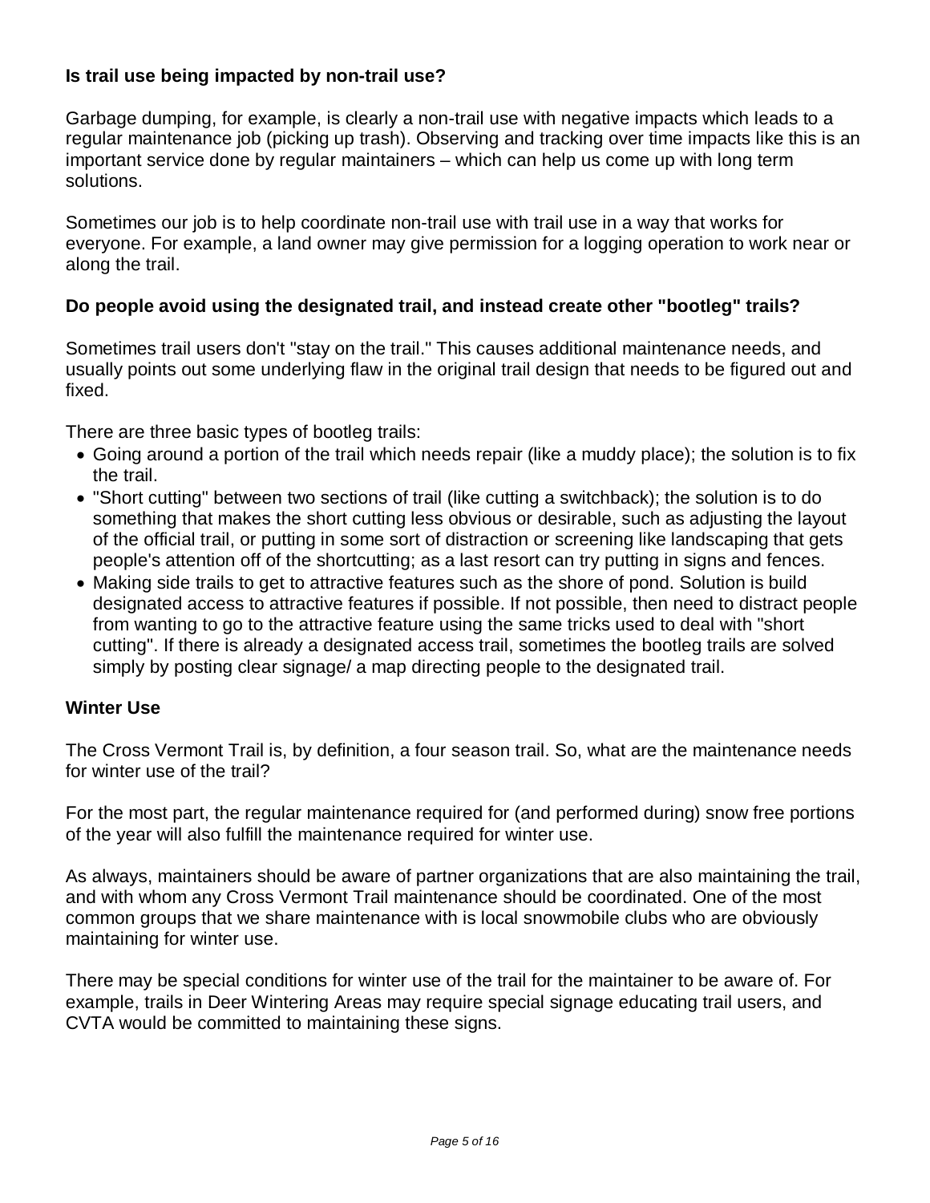**Is trail use being impacted by non-trail use?**

Garbage dumping, for example, is clearly a non-trail use with negative impacts which leads to a regular maintenance job (picking up trash). Observing and tracking over time impacts like this is an important service done by regular maintainers – which can help us come up with long term solutions.

Sometimes our job is to help coordinate non-trail use with trail use in a way that works for everyone. For example, a land owner may give permission for a logging operation to work near or along the trail.

**Do people avoid using the designated trail, and instead create other "bootleg" trails?**

Sometimes trail users don't "stay on the trail." This causes additional maintenance needs, and usually points out some underlying flaw in the original trail design that needs to be figured out and fixed.

There are three basic types of bootleg trails:

- Going around a portion of the trail which needs repair (like a muddy place); the solution is to fix the trail.
- "Short cutting" between two sections of trail (like cutting a switchback); the solution is to do something that makes the short cutting less obvious or desirable, such as adjusting the layout of the official trail, or putting in some sort of distraction or screening like landscaping that gets people's attention off of the shortcutting; as a last resort can try putting in signs and fences.
- Making side trails to get to attractive features such as the shore of pond. Solution is build designated access to attractive features if possible. If not possible, then need to distract people from wanting to go to the attractive feature using the same tricks used to deal with "short cutting". If there is already a designated access trail, sometimes the bootleg trails are solved simply by posting clear signage/ a map directing people to the designated trail.

**Winter Use**

The Cross Vermont Trail is, by definition, a four season trail. So, what are the maintenance needs for winter use of the trail?

For the most part, the regular maintenance required for (and performed during) snow free portions of the year will also fulfill the maintenance required for winter use.

As always, maintainers should be aware of partner organizations that are also maintaining the trail, and with whom any Cross Vermont Trail maintenance should be coordinated. One of the most common groups that we share maintenance with is local snowmobile clubs who are obviously maintaining for winter use.

There may be special conditions for winter use of the trail for the maintainer to be aware of. For example, trails in Deer Wintering Areas may require special signage educating trail users, and CVTA would be committed to maintaining these signs.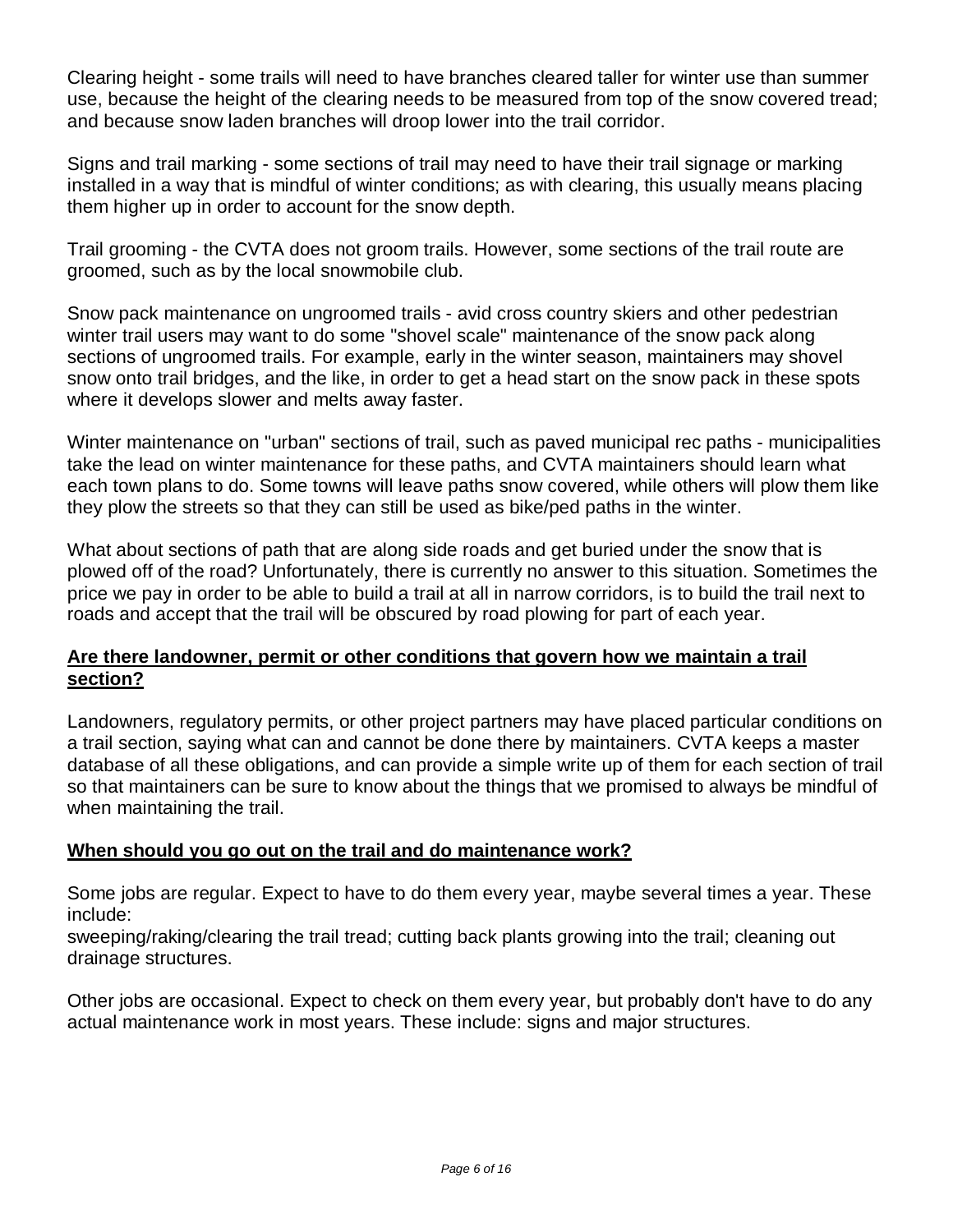Clearing height - some trails will need to have branches cleared taller for winter use than summer use, because the height of the clearing needs to be measured from top of the snow covered tread; and because snow laden branches will droop lower into the trail corridor.

Signs and trail marking - some sections of trail may need to have their trail signage or marking installed in a way that is mindful of winter conditions; as with clearing, this usually means placing them higher up in order to account for the snow depth.

Trail grooming - the CVTA does not groom trails. However, some sections of the trail route are groomed, such as by the local snowmobile club.

Snow pack maintenance on ungroomed trails - avid cross country skiers and other pedestrian winter trail users may want to do some "shovel scale" maintenance of the snow pack along sections of ungroomed trails. For example, early in the winter season, maintainers may shovel snow onto trail bridges, and the like, in order to get a head start on the snow pack in these spots where it develops slower and melts away faster.

Winter maintenance on "urban" sections of trail, such as paved municipal rec paths - municipalities take the lead on winter maintenance for these paths, and CVTA maintainers should learn what each town plans to do. Some towns will leave paths snow covered, while others will plow them like they plow the streets so that they can still be used as bike/ped paths in the winter.

What about sections of path that are along side roads and get buried under the snow that is plowed off of the road? Unfortunately, there is currently no answer to this situation. Sometimes the price we pay in order to be able to build a trail at all in narrow corridors, is to build the trail next to roads and accept that the trail will be obscured by road plowing for part of each year.

**Are there landowner, permit or other conditions that govern how we maintain a trail section?**

Landowners, regulatory permits, or other project partners may have placed particular conditions on a trail section, saying what can and cannot be done there by maintainers. CVTA keeps a master database of all these obligations, and can provide a simple write up of them for each section of trail so that maintainers can be sure to know about the things that we promised to always be mindful of when maintaining the trail.

**When should you go out on the trail and do maintenance work?**

Some jobs are regular. Expect to have to do them every year, maybe several times a year. These include:
sweeping/raking/clearing the trail tread; cutting back plants growing into the trail; cleaning out drainage structures.

Other jobs are occasional. Expect to check on them every year, but probably don't have to do any actual maintenance work in most years. These include: signs and major structures.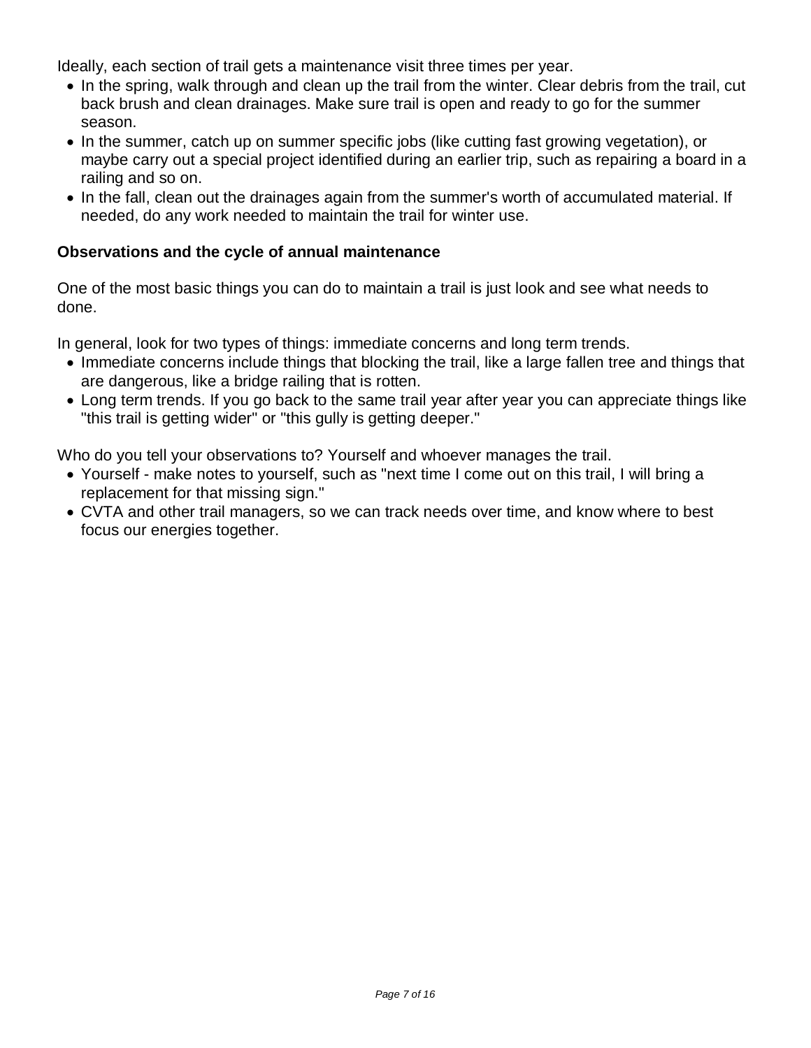Ideally, each section of trail gets a maintenance visit three times per year.

- In the spring, walk through and clean up the trail from the winter. Clear debris from the trail, cut back brush and clean drainages. Make sure trail is open and ready to go for the summer season.
- In the summer, catch up on summer specific jobs (like cutting fast growing vegetation), or maybe carry out a special project identified during an earlier trip, such as repairing a board in a railing and so on.
- In the fall, clean out the drainages again from the summer's worth of accumulated material. If needed, do any work needed to maintain the trail for winter use.

**Observations and the cycle of annual maintenance**

One of the most basic things you can do to maintain a trail is just look and see what needs to done.

In general, look for two types of things: immediate concerns and long term trends.

- Immediate concerns include things that blocking the trail, like a large fallen tree and things that are dangerous, like a bridge railing that is rotten.
- Long term trends. If you go back to the same trail year after year you can appreciate things like "this trail is getting wider" or "this gully is getting deeper."

Who do you tell your observations to? Yourself and whoever manages the trail.

- Yourself - make notes to yourself, such as "next time I come out on this trail, I will bring a replacement for that missing sign."
- CVTA and other trail managers, so we can track needs over time, and know where to best focus our energies together.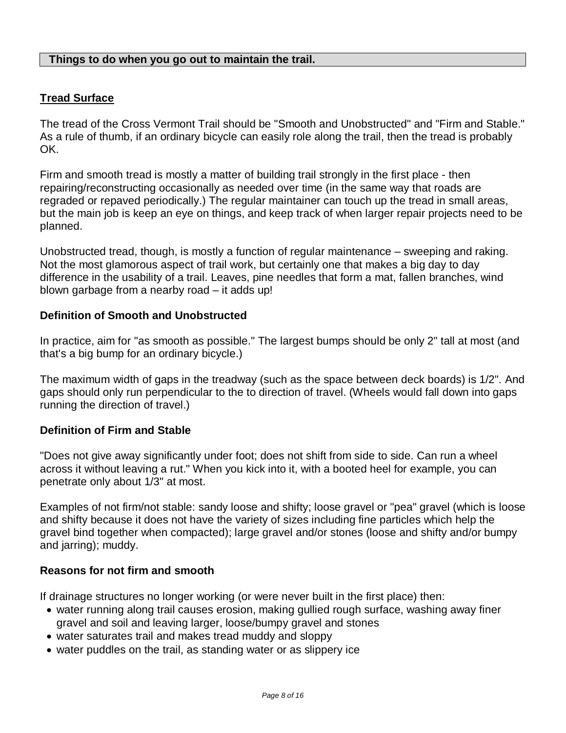## Things to do when you go out to maintain the trail.

### Tread Surface

The tread of the Cross Vermont Trail should be "Smooth and Unobstructed" and "Firm and Stable." As a rule of thumb, if an ordinary bicycle can easily role along the trail, then the tread is probably OK.

Firm and smooth tread is mostly a matter of building trail strongly in the first place - then repairing/reconstructing occasionally as needed over time (in the same way that roads are regraded or repaved periodically.) The regular maintainer can touch up the tread in small areas, but the main job is keep an eye on things, and keep track of when larger repair projects need to be planned.

Unobstructed tread, though, is mostly a function of regular maintenance – sweeping and raking. Not the most glamorous aspect of trail work, but certainly one that makes a big day to day difference in the usability of a trail. Leaves, pine needles that form a mat, fallen branches, wind blown garbage from a nearby road – it adds up!

#### Definition of Smooth and Unobstructed

In practice, aim for "as smooth as possible." The largest bumps should be only 2" tall at most (and that's a big bump for an ordinary bicycle.)

The maximum width of gaps in the treadway (such as the space between deck boards) is 1/2". And gaps should only run perpendicular to the to direction of travel. (Wheels would fall down into gaps running the direction of travel.)

#### Definition of Firm and Stable

"Does not give away significantly under foot; does not shift from side to side. Can run a wheel across it without leaving a rut." When you kick into it, with a booted heel for example, you can penetrate only about 1/3" at most.

Examples of not firm/not stable: sandy loose and shifty; loose gravel or "pea" gravel (which is loose and shifty because it does not have the variety of sizes including fine particles which help the gravel bind together when compacted); large gravel and/or stones (loose and shifty and/or bumpy and jarring); muddy.

#### Reasons for not firm and smooth

If drainage structures no longer working (or were never built in the first place) then:

- water running along trail causes erosion, making gullied rough surface, washing away finer gravel and soil and leaving larger, loose/bumpy gravel and stones
- water saturates trail and makes tread muddy and sloppy
- water puddles on the trail, as standing water or as slippery ice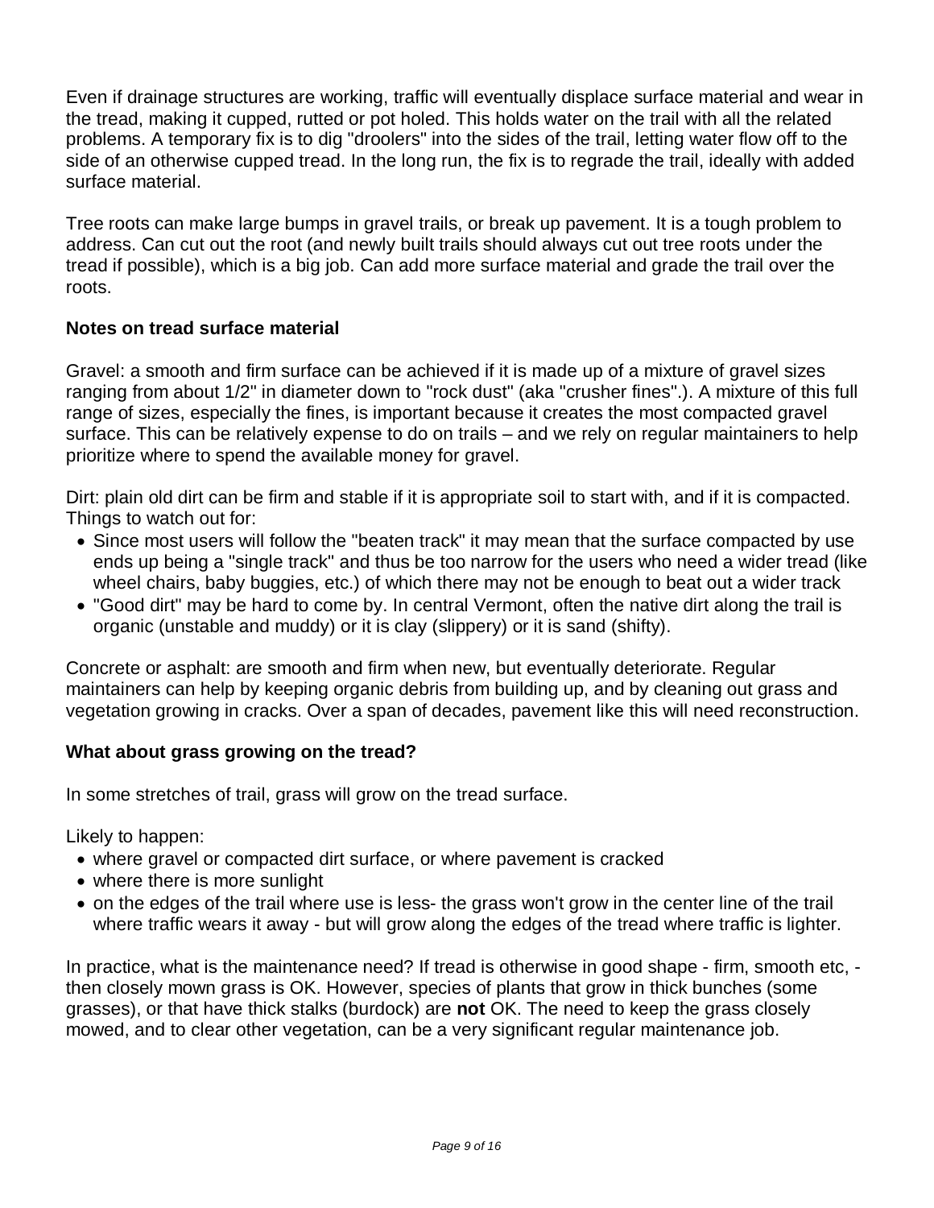Even if drainage structures are working, traffic will eventually displace surface material and wear in the tread, making it cupped, rutted or pot holed. This holds water on the trail with all the related problems. A temporary fix is to dig "droolers" into the sides of the trail, letting water flow off to the side of an otherwise cupped tread. In the long run, the fix is to regrade the trail, ideally with added surface material.

Tree roots can make large bumps in gravel trails, or break up pavement. It is a tough problem to address. Can cut out the root (and newly built trails should always cut out tree roots under the tread if possible), which is a big job. Can add more surface material and grade the trail over the roots.

**Notes on tread surface material**

Gravel: a smooth and firm surface can be achieved if it is made up of a mixture of gravel sizes ranging from about 1/2" in diameter down to "rock dust" (aka "crusher fines".). A mixture of this full range of sizes, especially the fines, is important because it creates the most compacted gravel surface. This can be relatively expense to do on trails – and we rely on regular maintainers to help prioritize where to spend the available money for gravel.

Dirt: plain old dirt can be firm and stable if it is appropriate soil to start with, and if it is compacted. Things to watch out for:

- Since most users will follow the "beaten track" it may mean that the surface compacted by use ends up being a "single track" and thus be too narrow for the users who need a wider tread (like wheel chairs, baby buggies, etc.) of which there may not be enough to beat out a wider track
- "Good dirt" may be hard to come by. In central Vermont, often the native dirt along the trail is organic (unstable and muddy) or it is clay (slippery) or it is sand (shifty).

Concrete or asphalt: are smooth and firm when new, but eventually deteriorate. Regular maintainers can help by keeping organic debris from building up, and by cleaning out grass and vegetation growing in cracks. Over a span of decades, pavement like this will need reconstruction.

**What about grass growing on the tread?**

In some stretches of trail, grass will grow on the tread surface.

Likely to happen:

- where gravel or compacted dirt surface, or where pavement is cracked
- where there is more sunlight
- on the edges of the trail where use is less- the grass won't grow in the center line of the trail where traffic wears it away - but will grow along the edges of the tread where traffic is lighter.

In practice, what is the maintenance need? If tread is otherwise in good shape - firm, smooth etc, - then closely mown grass is OK. However, species of plants that grow in thick bunches (some grasses), or that have thick stalks (burdock) are **not** OK. The need to keep the grass closely mowed, and to clear other vegetation, can be a very significant regular maintenance job.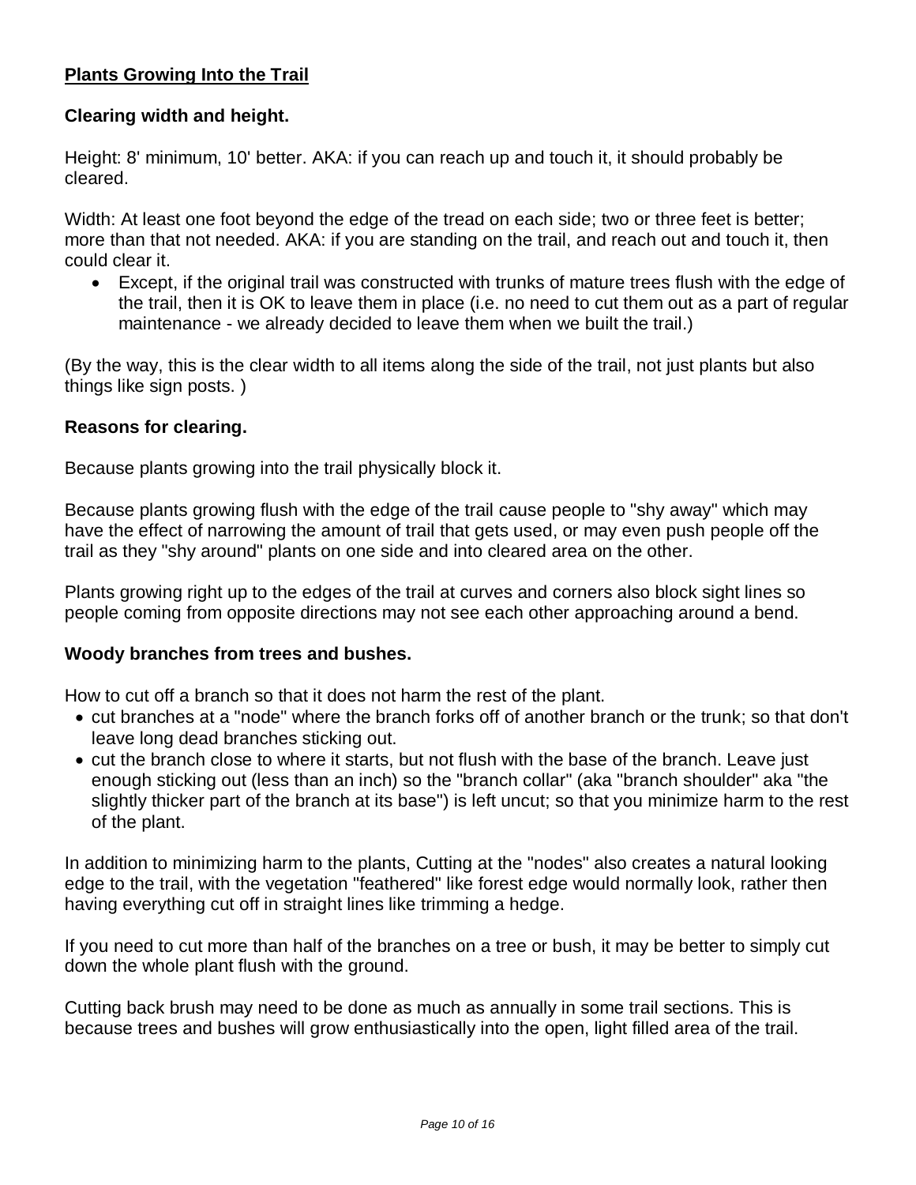## Plants Growing Into the Trail

### Clearing width and height.

Height: 8' minimum, 10' better. AKA: if you can reach up and touch it, it should probably be cleared.

Width: At least one foot beyond the edge of the tread on each side; two or three feet is better; more than that not needed. AKA: if you are standing on the trail, and reach out and touch it, then could clear it.

- Except, if the original trail was constructed with trunks of mature trees flush with the edge of the trail, then it is OK to leave them in place (i.e. no need to cut them out as a part of regular maintenance - we already decided to leave them when we built the trail.)

(By the way, this is the clear width to all items along the side of the trail, not just plants but also things like sign posts. )

### Reasons for clearing.

Because plants growing into the trail physically block it.

Because plants growing flush with the edge of the trail cause people to "shy away" which may have the effect of narrowing the amount of trail that gets used, or may even push people off the trail as they "shy around" plants on one side and into cleared area on the other.

Plants growing right up to the edges of the trail at curves and corners also block sight lines so people coming from opposite directions may not see each other approaching around a bend.

### Woody branches from trees and bushes.

How to cut off a branch so that it does not harm the rest of the plant.

- cut branches at a "node" where the branch forks off of another branch or the trunk; so that don't leave long dead branches sticking out.
- cut the branch close to where it starts, but not flush with the base of the branch. Leave just enough sticking out (less than an inch) so the "branch collar" (aka "branch shoulder" aka "the slightly thicker part of the branch at its base") is left uncut; so that you minimize harm to the rest of the plant.

In addition to minimizing harm to the plants, Cutting at the "nodes" also creates a natural looking edge to the trail, with the vegetation "feathered" like forest edge would normally look, rather then having everything cut off in straight lines like trimming a hedge.

If you need to cut more than half of the branches on a tree or bush, it may be better to simply cut down the whole plant flush with the ground.

Cutting back brush may need to be done as much as annually in some trail sections. This is because trees and bushes will grow enthusiastically into the open, light filled area of the trail.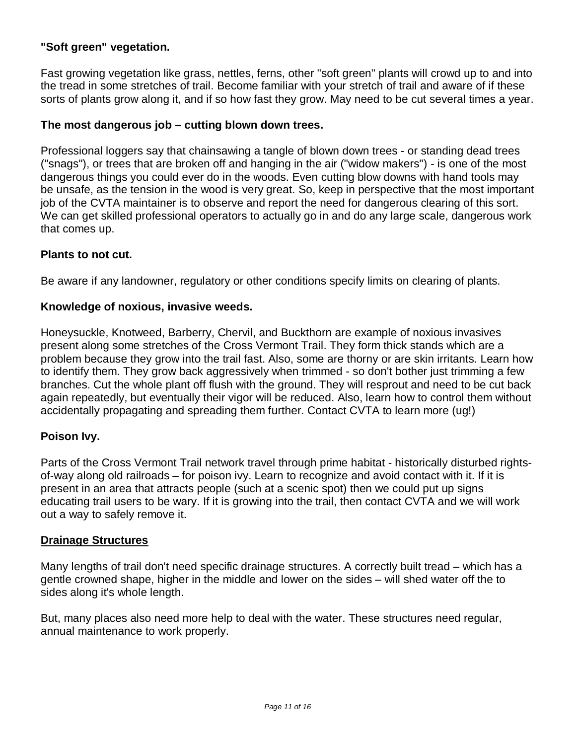### "Soft green" vegetation.

Fast growing vegetation like grass, nettles, ferns, other "soft green" plants will crowd up to and into the tread in some stretches of trail. Become familiar with your stretch of trail and aware of if these sorts of plants grow along it, and if so how fast they grow. May need to be cut several times a year.

### The most dangerous job – cutting blown down trees.

Professional loggers say that chainsawing a tangle of blown down trees - or standing dead trees ("snags"), or trees that are broken off and hanging in the air ("widow makers") - is one of the most dangerous things you could ever do in the woods. Even cutting blow downs with hand tools may be unsafe, as the tension in the wood is very great. So, keep in perspective that the most important job of the CVTA maintainer is to observe and report the need for dangerous clearing of this sort. We can get skilled professional operators to actually go in and do any large scale, dangerous work that comes up.

### Plants to not cut.

Be aware if any landowner, regulatory or other conditions specify limits on clearing of plants.

### Knowledge of noxious, invasive weeds.

Honeysuckle, Knotweed, Barberry, Chervil, and Buckthorn are example of noxious invasives present along some stretches of the Cross Vermont Trail. They form thick stands which are a problem because they grow into the trail fast. Also, some are thorny or are skin irritants. Learn how to identify them. They grow back aggressively when trimmed - so don't bother just trimming a few branches. Cut the whole plant off flush with the ground. They will resprout and need to be cut back again repeatedly, but eventually their vigor will be reduced. Also, learn how to control them without accidentally propagating and spreading them further. Contact CVTA to learn more (ug!)

### Poison Ivy.

Parts of the Cross Vermont Trail network travel through prime habitat - historically disturbed rights-of-way along old railroads – for poison ivy. Learn to recognize and avoid contact with it. If it is present in an area that attracts people (such at a scenic spot) then we could put up signs educating trail users to be wary. If it is growing into the trail, then contact CVTA and we will work out a way to safely remove it.

## Drainage Structures

Many lengths of trail don't need specific drainage structures. A correctly built tread – which has a gentle crowned shape, higher in the middle and lower on the sides – will shed water off the to sides along it's whole length.

But, many places also need more help to deal with the water. These structures need regular, annual maintenance to work properly.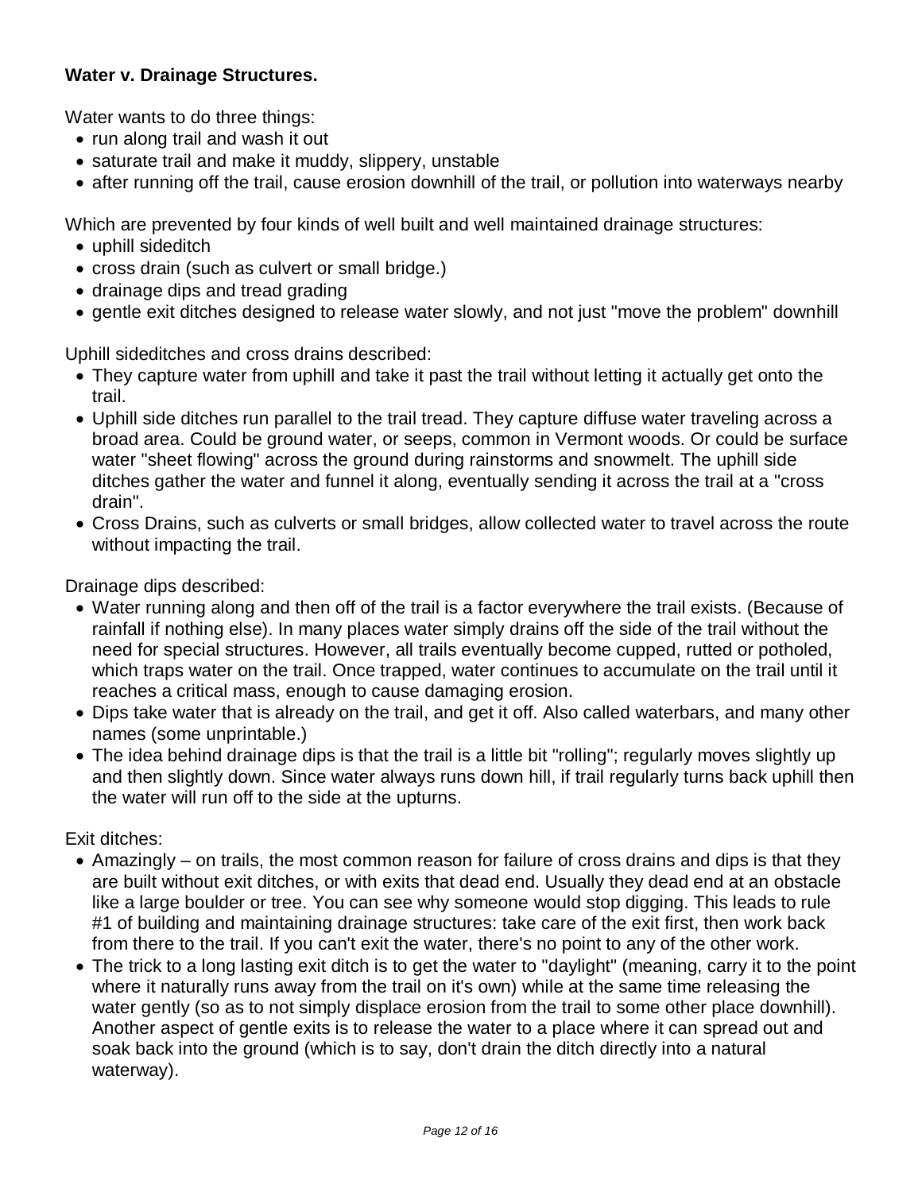**Water v. Drainage Structures.**

Water wants to do three things:

- run along trail and wash it out
- saturate trail and make it muddy, slippery, unstable
- after running off the trail, cause erosion downhill of the trail, or pollution into waterways nearby

Which are prevented by four kinds of well built and well maintained drainage structures:

- uphill sideditch
- cross drain (such as culvert or small bridge.)
- drainage dips and tread grading
- gentle exit ditches designed to release water slowly, and not just "move the problem" downhill

Uphill sideditches and cross drains described:

- They capture water from uphill and take it past the trail without letting it actually get onto the trail.
- Uphill side ditches run parallel to the trail tread. They capture diffuse water traveling across a broad area. Could be ground water, or seeps, common in Vermont woods. Or could be surface water "sheet flowing" across the ground during rainstorms and snowmelt. The uphill side ditches gather the water and funnel it along, eventually sending it across the trail at a "cross drain".
- Cross Drains, such as culverts or small bridges, allow collected water to travel across the route without impacting the trail.

Drainage dips described:

- Water running along and then off of the trail is a factor everywhere the trail exists. (Because of rainfall if nothing else). In many places water simply drains off the side of the trail without the need for special structures. However, all trails eventually become cupped, rutted or potholed, which traps water on the trail. Once trapped, water continues to accumulate on the trail until it reaches a critical mass, enough to cause damaging erosion.
- Dips take water that is already on the trail, and get it off. Also called waterbars, and many other names (some unprintable.)
- The idea behind drainage dips is that the trail is a little bit "rolling"; regularly moves slightly up and then slightly down. Since water always runs down hill, if trail regularly turns back uphill then the water will run off to the side at the upturns.

Exit ditches:

- Amazingly – on trails, the most common reason for failure of cross drains and dips is that they are built without exit ditches, or with exits that dead end. Usually they dead end at an obstacle like a large boulder or tree. You can see why someone would stop digging. This leads to rule #1 of building and maintaining drainage structures: take care of the exit first, then work back from there to the trail. If you can't exit the water, there's no point to any of the other work.
- The trick to a long lasting exit ditch is to get the water to "daylight" (meaning, carry it to the point where it naturally runs away from the trail on it's own) while at the same time releasing the water gently (so as to not simply displace erosion from the trail to some other place downhill). Another aspect of gentle exits is to release the water to a place where it can spread out and soak back into the ground (which is to say, don't drain the ditch directly into a natural waterway).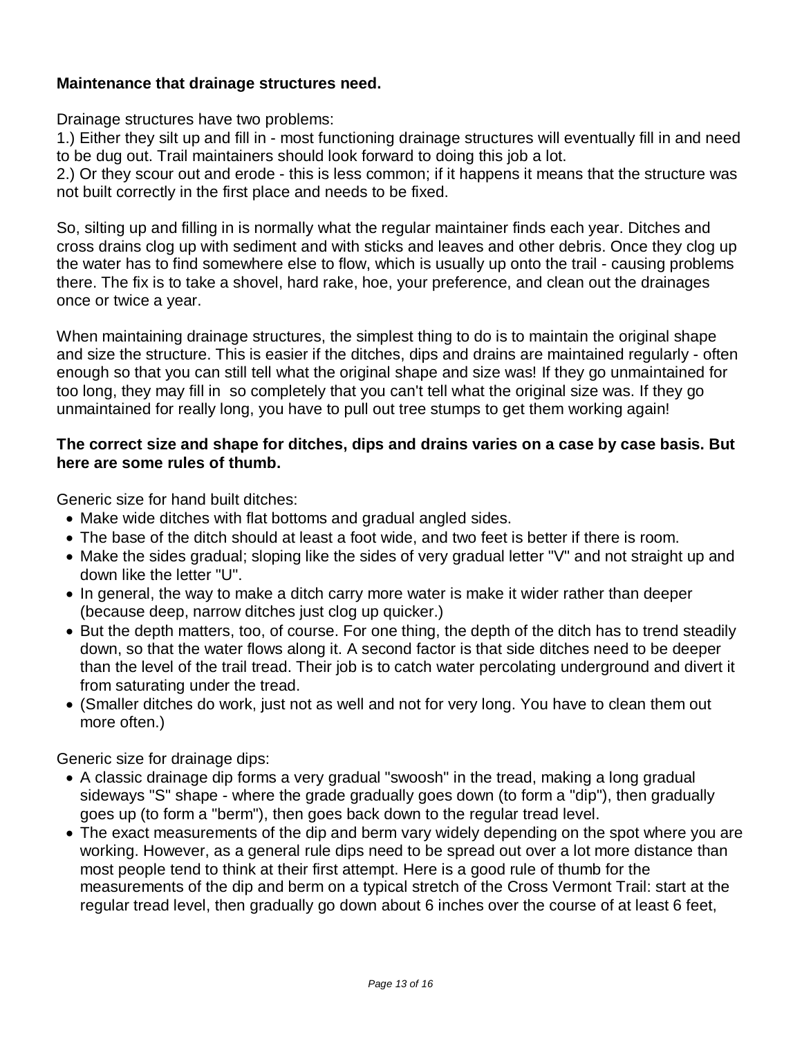**Maintenance that drainage structures need.**

Drainage structures have two problems:

1.) Either they silt up and fill in - most functioning drainage structures will eventually fill in and need to be dug out. Trail maintainers should look forward to doing this job a lot.

2.) Or they scour out and erode - this is less common; if it happens it means that the structure was not built correctly in the first place and needs to be fixed.

So, silting up and filling in is normally what the regular maintainer finds each year. Ditches and cross drains clog up with sediment and with sticks and leaves and other debris. Once they clog up the water has to find somewhere else to flow, which is usually up onto the trail - causing problems there. The fix is to take a shovel, hard rake, hoe, your preference, and clean out the drainages once or twice a year.

When maintaining drainage structures, the simplest thing to do is to maintain the original shape and size the structure. This is easier if the ditches, dips and drains are maintained regularly - often enough so that you can still tell what the original shape and size was! If they go unmaintained for too long, they may fill in so completely that you can't tell what the original size was. If they go unmaintained for really long, you have to pull out tree stumps to get them working again!

**The correct size and shape for ditches, dips and drains varies on a case by case basis. But here are some rules of thumb.**

Generic size for hand built ditches:

- Make wide ditches with flat bottoms and gradual angled sides.
- The base of the ditch should at least a foot wide, and two feet is better if there is room.
- Make the sides gradual; sloping like the sides of very gradual letter "V" and not straight up and down like the letter "U".
- In general, the way to make a ditch carry more water is make it wider rather than deeper (because deep, narrow ditches just clog up quicker.)
- But the depth matters, too, of course. For one thing, the depth of the ditch has to trend steadily down, so that the water flows along it. A second factor is that side ditches need to be deeper than the level of the trail tread. Their job is to catch water percolating underground and divert it from saturating under the tread.
- (Smaller ditches do work, just not as well and not for very long. You have to clean them out more often.)

Generic size for drainage dips:

- A classic drainage dip forms a very gradual "swoosh" in the tread, making a long gradual sideways "S" shape - where the grade gradually goes down (to form a "dip"), then gradually goes up (to form a "berm"), then goes back down to the regular tread level.
- The exact measurements of the dip and berm vary widely depending on the spot where you are working. However, as a general rule dips need to be spread out over a lot more distance than most people tend to think at their first attempt. Here is a good rule of thumb for the measurements of the dip and berm on a typical stretch of the Cross Vermont Trail: start at the regular tread level, then gradually go down about 6 inches over the course of at least 6 feet,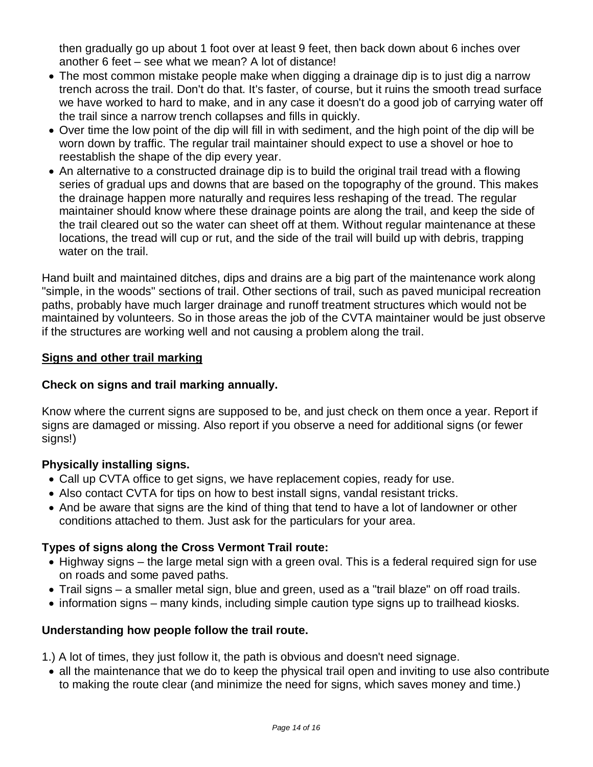then gradually go up about 1 foot over at least 9 feet, then back down about 6 inches over another 6 feet – see what we mean? A lot of distance!

- The most common mistake people make when digging a drainage dip is to just dig a narrow trench across the trail. Don't do that. It's faster, of course, but it ruins the smooth tread surface we have worked to hard to make, and in any case it doesn't do a good job of carrying water off the trail since a narrow trench collapses and fills in quickly.
- Over time the low point of the dip will fill in with sediment, and the high point of the dip will be worn down by traffic. The regular trail maintainer should expect to use a shovel or hoe to reestablish the shape of the dip every year.
- An alternative to a constructed drainage dip is to build the original trail tread with a flowing series of gradual ups and downs that are based on the topography of the ground. This makes the drainage happen more naturally and requires less reshaping of the tread. The regular maintainer should know where these drainage points are along the trail, and keep the side of the trail cleared out so the water can sheet off at them. Without regular maintenance at these locations, the tread will cup or rut, and the side of the trail will build up with debris, trapping water on the trail.

Hand built and maintained ditches, dips and drains are a big part of the maintenance work along "simple, in the woods" sections of trail. Other sections of trail, such as paved municipal recreation paths, probably have much larger drainage and runoff treatment structures which would not be maintained by volunteers. So in those areas the job of the CVTA maintainer would be just observe if the structures are working well and not causing a problem along the trail.

## <u>Signs and other trail marking</u>

### Check on signs and trail marking annually.

Know where the current signs are supposed to be, and just check on them once a year. Report if signs are damaged or missing. Also report if you observe a need for additional signs (or fewer signs!)

### Physically installing signs.

- Call up CVTA office to get signs, we have replacement copies, ready for use.
- Also contact CVTA for tips on how to best install signs, vandal resistant tricks.
- And be aware that signs are the kind of thing that tend to have a lot of landowner or other conditions attached to them. Just ask for the particulars for your area.

### Types of signs along the Cross Vermont Trail route:

- Highway signs – the large metal sign with a green oval. This is a federal required sign for use on roads and some paved paths.
- Trail signs – a smaller metal sign, blue and green, used as a "trail blaze" on off road trails.
- information signs – many kinds, including simple caution type signs up to trailhead kiosks.

### Understanding how people follow the trail route.

1.) A lot of times, they just follow it, the path is obvious and doesn't need signage.

- all the maintenance that we do to keep the physical trail open and inviting to use also contribute to making the route clear (and minimize the need for signs, which saves money and time.)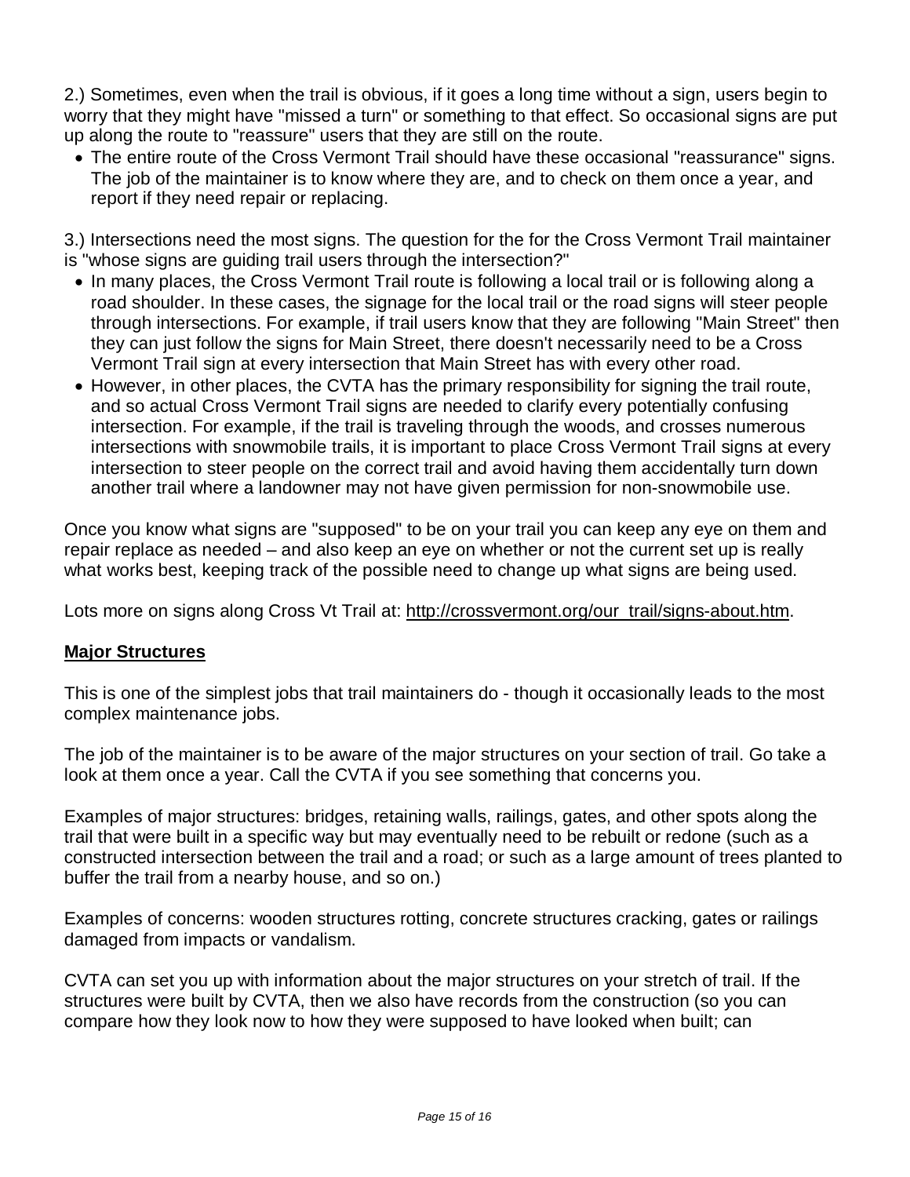2.) Sometimes, even when the trail is obvious, if it goes a long time without a sign, users begin to worry that they might have "missed a turn" or something to that effect. So occasional signs are put up along the route to "reassure" users that they are still on the route.

- The entire route of the Cross Vermont Trail should have these occasional "reassurance" signs. The job of the maintainer is to know where they are, and to check on them once a year, and report if they need repair or replacing.

3.) Intersections need the most signs. The question for the for the Cross Vermont Trail maintainer is "whose signs are guiding trail users through the intersection?"

- In many places, the Cross Vermont Trail route is following a local trail or is following along a road shoulder. In these cases, the signage for the local trail or the road signs will steer people through intersections. For example, if trail users know that they are following "Main Street" then they can just follow the signs for Main Street, there doesn't necessarily need to be a Cross Vermont Trail sign at every intersection that Main Street has with every other road.
- However, in other places, the CVTA has the primary responsibility for signing the trail route, and so actual Cross Vermont Trail signs are needed to clarify every potentially confusing intersection. For example, if the trail is traveling through the woods, and crosses numerous intersections with snowmobile trails, it is important to place Cross Vermont Trail signs at every intersection to steer people on the correct trail and avoid having them accidentally turn down another trail where a landowner may not have given permission for non-snowmobile use.

Once you know what signs are "supposed" to be on your trail you can keep any eye on them and repair replace as needed – and also keep an eye on whether or not the current set up is really what works best, keeping track of the possible need to change up what signs are being used.

Lots more on signs along Cross Vt Trail at: http://crossvermont.org/our_trail/signs-about.htm.

## Major Structures

This is one of the simplest jobs that trail maintainers do - though it occasionally leads to the most complex maintenance jobs.

The job of the maintainer is to be aware of the major structures on your section of trail. Go take a look at them once a year. Call the CVTA if you see something that concerns you.

Examples of major structures: bridges, retaining walls, railings, gates, and other spots along the trail that were built in a specific way but may eventually need to be rebuilt or redone (such as a constructed intersection between the trail and a road; or such as a large amount of trees planted to buffer the trail from a nearby house, and so on.)

Examples of concerns: wooden structures rotting, concrete structures cracking, gates or railings damaged from impacts or vandalism.

CVTA can set you up with information about the major structures on your stretch of trail. If the structures were built by CVTA, then we also have records from the construction (so you can compare how they look now to how they were supposed to have looked when built; can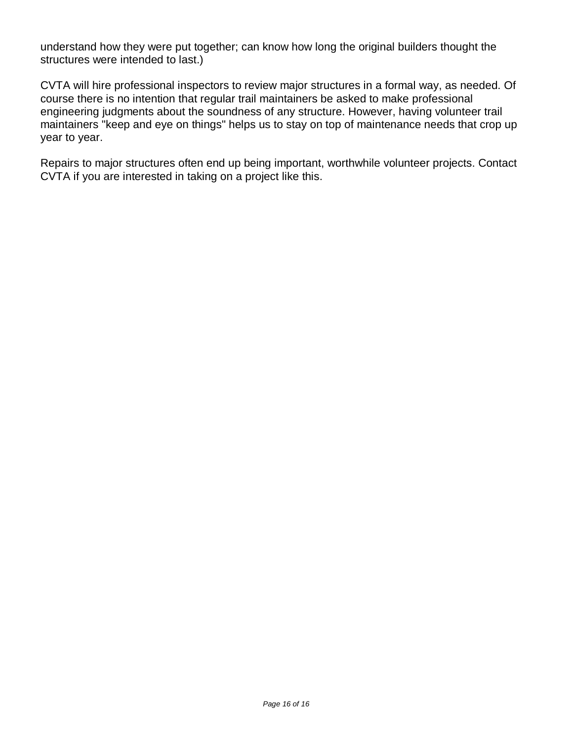understand how they were put together; can know how long the original builders thought the structures were intended to last.)

CVTA will hire professional inspectors to review major structures in a formal way, as needed. Of course there is no intention that regular trail maintainers be asked to make professional engineering judgments about the soundness of any structure. However, having volunteer trail maintainers "keep and eye on things" helps us to stay on top of maintenance needs that crop up year to year.

Repairs to major structures often end up being important, worthwhile volunteer projects. Contact CVTA if you are interested in taking on a project like this.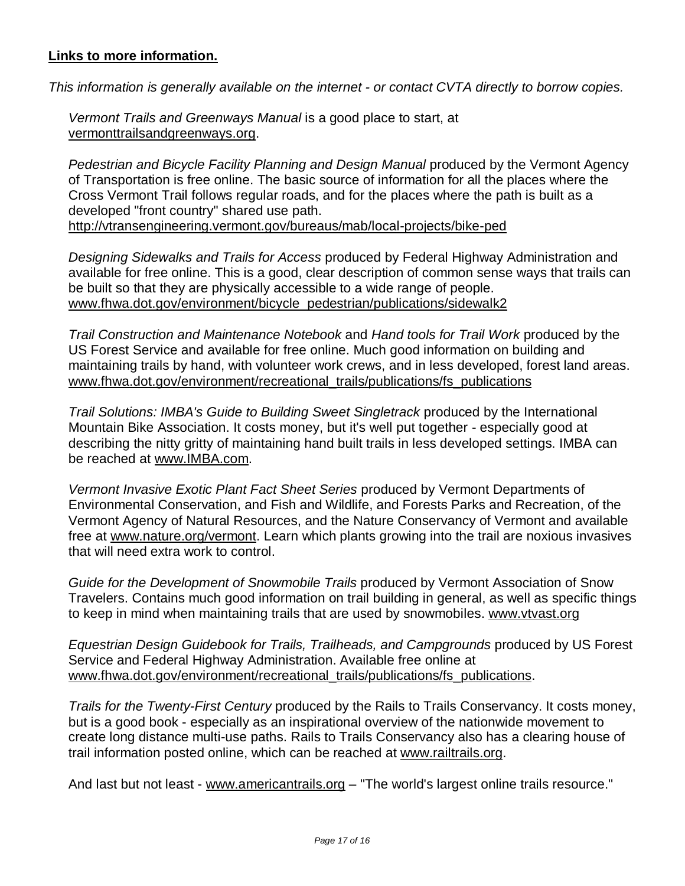**Links to more information.**

*This information is generally available on the internet - or contact CVTA directly to borrow copies.*

*Vermont Trails and Greenways Manual* is a good place to start, at vermonttrailsandgreenways.org.

*Pedestrian and Bicycle Facility Planning and Design Manual* produced by the Vermont Agency of Transportation is free online. The basic source of information for all the places where the Cross Vermont Trail follows regular roads, and for the places where the path is built as a developed "front country" shared use path.
http://vtransengineering.vermont.gov/bureaus/mab/local-projects/bike-ped

*Designing Sidewalks and Trails for Access* produced by Federal Highway Administration and available for free online. This is a good, clear description of common sense ways that trails can be built so that they are physically accessible to a wide range of people.
www.fhwa.dot.gov/environment/bicycle_pedestrian/publications/sidewalk2

*Trail Construction and Maintenance Notebook* and *Hand tools for Trail Work* produced by the US Forest Service and available for free online. Much good information on building and maintaining trails by hand, with volunteer work crews, and in less developed, forest land areas.
www.fhwa.dot.gov/environment/recreational_trails/publications/fs_publications

*Trail Solutions: IMBA's Guide to Building Sweet Singletrack* produced by the International Mountain Bike Association. It costs money, but it's well put together - especially good at describing the nitty gritty of maintaining hand built trails in less developed settings. IMBA can be reached at www.IMBA.com.

*Vermont Invasive Exotic Plant Fact Sheet Series* produced by Vermont Departments of Environmental Conservation, and Fish and Wildlife, and Forests Parks and Recreation, of the Vermont Agency of Natural Resources, and the Nature Conservancy of Vermont and available free at www.nature.org/vermont. Learn which plants growing into the trail are noxious invasives that will need extra work to control.

*Guide for the Development of Snowmobile Trails* produced by Vermont Association of Snow Travelers. Contains much good information on trail building in general, as well as specific things to keep in mind when maintaining trails that are used by snowmobiles. www.vtvast.org

*Equestrian Design Guidebook for Trails, Trailheads, and Campgrounds* produced by US Forest Service and Federal Highway Administration. Available free online at www.fhwa.dot.gov/environment/recreational_trails/publications/fs_publications.

*Trails for the Twenty-First Century* produced by the Rails to Trails Conservancy. It costs money, but is a good book - especially as an inspirational overview of the nationwide movement to create long distance multi-use paths. Rails to Trails Conservancy also has a clearing house of trail information posted online, which can be reached at www.railtrails.org.

And last but not least - www.americantrails.org – "The world's largest online trails resource."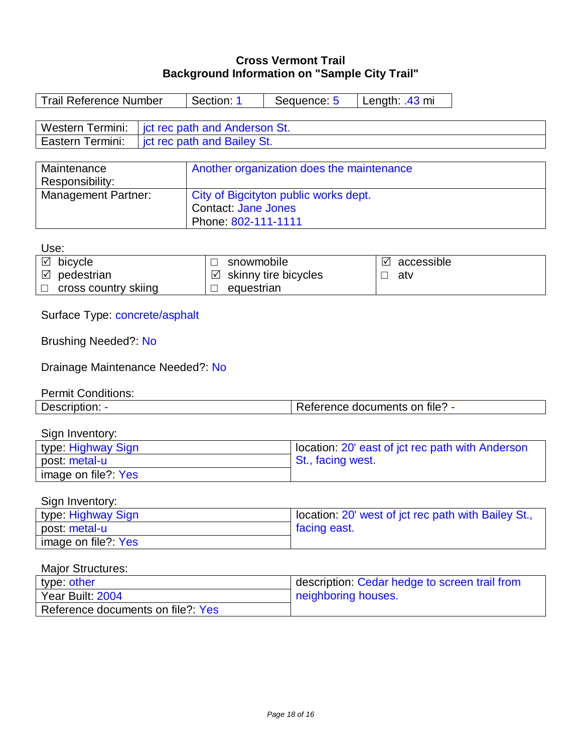**Cross Vermont Trail**
**Background Information on "Sample City Trail"**

| Trail Reference Number | Section: 1 | Sequence: 5 | Length: .43 mi |
|---|---|---|---|

| Western Termini: | jct rec path and Anderson St. |
|---|---|
| Eastern Termini: | jct rec path and Bailey St. |

| Maintenance Responsibility: | Another organization does the maintenance |
|---|---|
| Management Partner: | City of Bigcityton public works dept.<br>Contact: Jane Jones<br>Phone: 802-111-1111 |

Use:

| | | |
|---|---|---|
| ☑ bicycle | ☐ snowmobile | ☑ accessible |
| ☑ pedestrian | ☑ skinny tire bicycles | ☐ atv |
| ☐ cross country skiing | ☐ equestrian | |

Surface Type: concrete/asphalt

Brushing Needed?: No

Drainage Maintenance Needed?: No

Permit Conditions:

| Description: - | Reference documents on file? - |
|---|---|

Sign Inventory:

| | |
|---|---|
| type: Highway Sign | location: 20' east of jct rec path with Anderson St., facing west. |
| post: metal-u | |
| image on file?: Yes | |

Sign Inventory:

| | |
|---|---|
| type: Highway Sign | location: 20' west of jct rec path with Bailey St., facing east. |
| post: metal-u | |
| image on file?: Yes | |

Major Structures:

| | |
|---|---|
| type: other | description: Cedar hedge to screen trail from neighboring houses. |
| Year Built: 2004 | |
| Reference documents on file?: Yes | |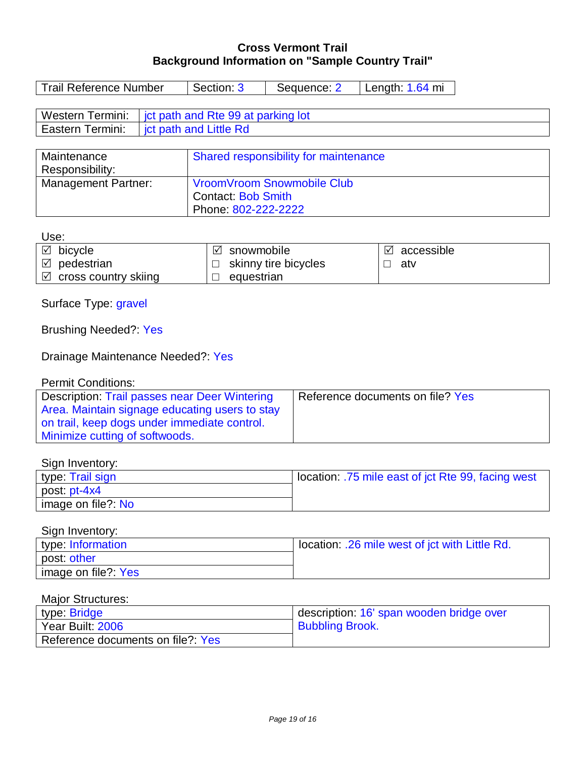**Cross Vermont Trail**
**Background Information on "Sample Country Trail"**

| Trail Reference Number | Section: 3 | Sequence: 2 | Length: 1.64 mi |
|---|---|---|---|

| | |
|---|---|
| Western Termini: | jct path and Rte 99 at parking lot |
| Eastern Termini: | jct path and Little Rd |

| | |
|---|---|
| Maintenance Responsibility: | Shared responsibility for maintenance |
| Management Partner: | VroomVroom Snowmobile Club<br>Contact: Bob Smith<br>Phone: 802-222-2222 |

Use:

| | | |
|---|---|---|
| ☑ bicycle | ☑ snowmobile | ☑ accessible |
| ☑ pedestrian | ☐ skinny tire bicycles | ☐ atv |
| ☑ cross country skiing | ☐ equestrian | |

Surface Type: gravel

Brushing Needed?: Yes

Drainage Maintenance Needed?: Yes

Permit Conditions:

| | |
|---|---|
| Description: Trail passes near Deer Wintering Area. Maintain signage educating users to stay on trail, keep dogs under immediate control. Minimize cutting of softwoods. | Reference documents on file? Yes |

Sign Inventory:

| | |
|---|---|
| type: Trail sign | location: .75 mile east of jct Rte 99, facing west |
| post: pt-4x4 | |
| image on file?: No | |

Sign Inventory:

| | |
|---|---|
| type: Information | location: .26 mile west of jct with Little Rd. |
| post: other | |
| image on file?: Yes | |

Major Structures:

| | |
|---|---|
| type: Bridge | description: 16' span wooden bridge over Bubbling Brook. |
| Year Built: 2006 | |
| Reference documents on file?: Yes | |